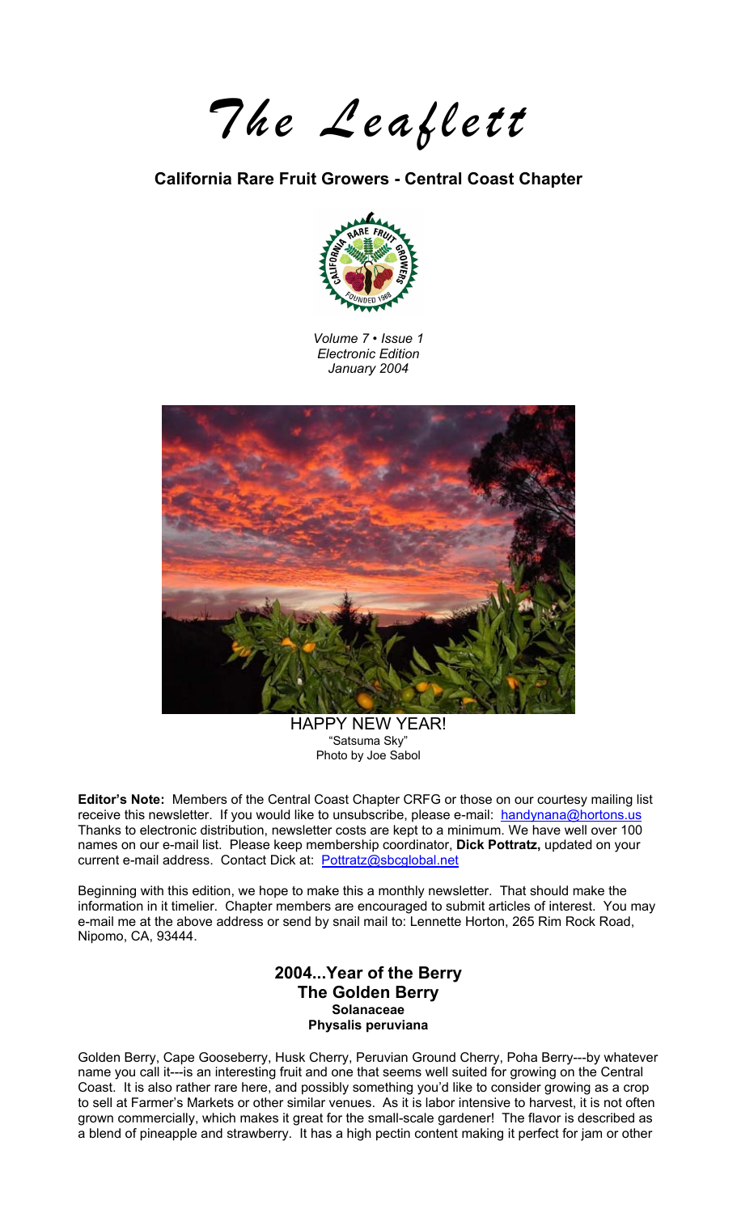# *The Leaflett*

## California Rare Fruit Growers - Central Coast Chapter

*Volume 7 • Issue 1*
*Electronic Edition*
*January 2004*

HAPPY NEW YEAR!
"Satsuma Sky"
Photo by Joe Sabol

**Editor's Note:** Members of the Central Coast Chapter CRFG or those on our courtesy mailing list receive this newsletter. If you would like to unsubscribe, please e-mail: handynana@hortons.us Thanks to electronic distribution, newsletter costs are kept to a minimum. We have well over 100 names on our e-mail list. Please keep membership coordinator, **Dick Pottratz,** updated on your current e-mail address. Contact Dick at: Pottratz@sbcglobal.net

Beginning with this edition, we hope to make this a monthly newsletter. That should make the information in it timelier. Chapter members are encouraged to submit articles of interest. You may e-mail me at the above address or send by snail mail to: Lennette Horton, 265 Rim Rock Road, Nipomo, CA, 93444.

### 2004...Year of the Berry
### The Golden Berry
**Solanaceae**
**Physalis peruviana**

Golden Berry, Cape Gooseberry, Husk Cherry, Peruvian Ground Cherry, Poha Berry---by whatever name you call it---is an interesting fruit and one that seems well suited for growing on the Central Coast. It is also rather rare here, and possibly something you'd like to consider growing as a crop to sell at Farmer's Markets or other similar venues. As it is labor intensive to harvest, it is not often grown commercially, which makes it great for the small-scale gardener! The flavor is described as a blend of pineapple and strawberry. It has a high pectin content making it perfect for jam or other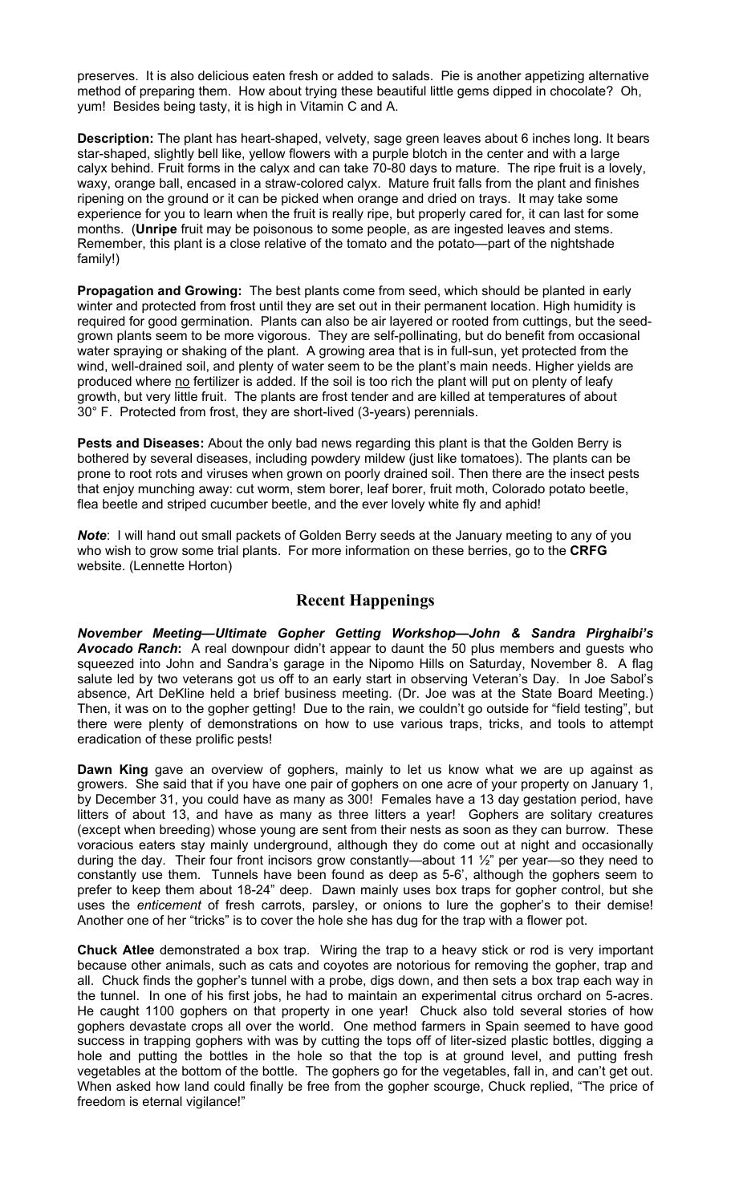preserves. It is also delicious eaten fresh or added to salads. Pie is another appetizing alternative method of preparing them. How about trying these beautiful little gems dipped in chocolate? Oh, yum! Besides being tasty, it is high in Vitamin C and A.

**Description:** The plant has heart-shaped, velvety, sage green leaves about 6 inches long. It bears star-shaped, slightly bell like, yellow flowers with a purple blotch in the center and with a large calyx behind. Fruit forms in the calyx and can take 70-80 days to mature. The ripe fruit is a lovely, waxy, orange ball, encased in a straw-colored calyx. Mature fruit falls from the plant and finishes ripening on the ground or it can be picked when orange and dried on trays. It may take some experience for you to learn when the fruit is really ripe, but properly cared for, it can last for some months. (**Unripe** fruit may be poisonous to some people, as are ingested leaves and stems. Remember, this plant is a close relative of the tomato and the potato—part of the nightshade family!)

**Propagation and Growing:** The best plants come from seed, which should be planted in early winter and protected from frost until they are set out in their permanent location. High humidity is required for good germination. Plants can also be air layered or rooted from cuttings, but the seed-grown plants seem to be more vigorous. They are self-pollinating, but do benefit from occasional water spraying or shaking of the plant. A growing area that is in full-sun, yet protected from the wind, well-drained soil, and plenty of water seem to be the plant's main needs. Higher yields are produced where no fertilizer is added. If the soil is too rich the plant will put on plenty of leafy growth, but very little fruit. The plants are frost tender and are killed at temperatures of about 30° F. Protected from frost, they are short-lived (3-years) perennials.

**Pests and Diseases:** About the only bad news regarding this plant is that the Golden Berry is bothered by several diseases, including powdery mildew (just like tomatoes). The plants can be prone to root rots and viruses when grown on poorly drained soil. Then there are the insect pests that enjoy munching away: cut worm, stem borer, leaf borer, fruit moth, Colorado potato beetle, flea beetle and striped cucumber beetle, and the ever lovely white fly and aphid!

***Note***: I will hand out small packets of Golden Berry seeds at the January meeting to any of you who wish to grow some trial plants. For more information on these berries, go to the **CRFG** website. (Lennette Horton)

## Recent Happenings

***November Meeting—Ultimate Gopher Getting Workshop—John & Sandra Pirghaibi's Avocado Ranch*:** A real downpour didn't appear to daunt the 50 plus members and guests who squeezed into John and Sandra's garage in the Nipomo Hills on Saturday, November 8. A flag salute led by two veterans got us off to an early start in observing Veteran's Day. In Joe Sabol's absence, Art DeKline held a brief business meeting. (Dr. Joe was at the State Board Meeting.) Then, it was on to the gopher getting! Due to the rain, we couldn't go outside for "field testing", but there were plenty of demonstrations on how to use various traps, tricks, and tools to attempt eradication of these prolific pests!

**Dawn King** gave an overview of gophers, mainly to let us know what we are up against as growers. She said that if you have one pair of gophers on one acre of your property on January 1, by December 31, you could have as many as 300! Females have a 13 day gestation period, have litters of about 13, and have as many as three litters a year! Gophers are solitary creatures (except when breeding) whose young are sent from their nests as soon as they can burrow. These voracious eaters stay mainly underground, although they do come out at night and occasionally during the day. Their four front incisors grow constantly—about 11 ½" per year—so they need to constantly use them. Tunnels have been found as deep as 5-6', although the gophers seem to prefer to keep them about 18-24" deep. Dawn mainly uses box traps for gopher control, but she uses the *enticement* of fresh carrots, parsley, or onions to lure the gopher's to their demise! Another one of her "tricks" is to cover the hole she has dug for the trap with a flower pot.

**Chuck Atlee** demonstrated a box trap. Wiring the trap to a heavy stick or rod is very important because other animals, such as cats and coyotes are notorious for removing the gopher, trap and all. Chuck finds the gopher's tunnel with a probe, digs down, and then sets a box trap each way in the tunnel. In one of his first jobs, he had to maintain an experimental citrus orchard on 5-acres. He caught 1100 gophers on that property in one year! Chuck also told several stories of how gophers devastate crops all over the world. One method farmers in Spain seemed to have good success in trapping gophers with was by cutting the tops off of liter-sized plastic bottles, digging a hole and putting the bottles in the hole so that the top is at ground level, and putting fresh vegetables at the bottom of the bottle. The gophers go for the vegetables, fall in, and can't get out. When asked how land could finally be free from the gopher scourge, Chuck replied, "The price of freedom is eternal vigilance!"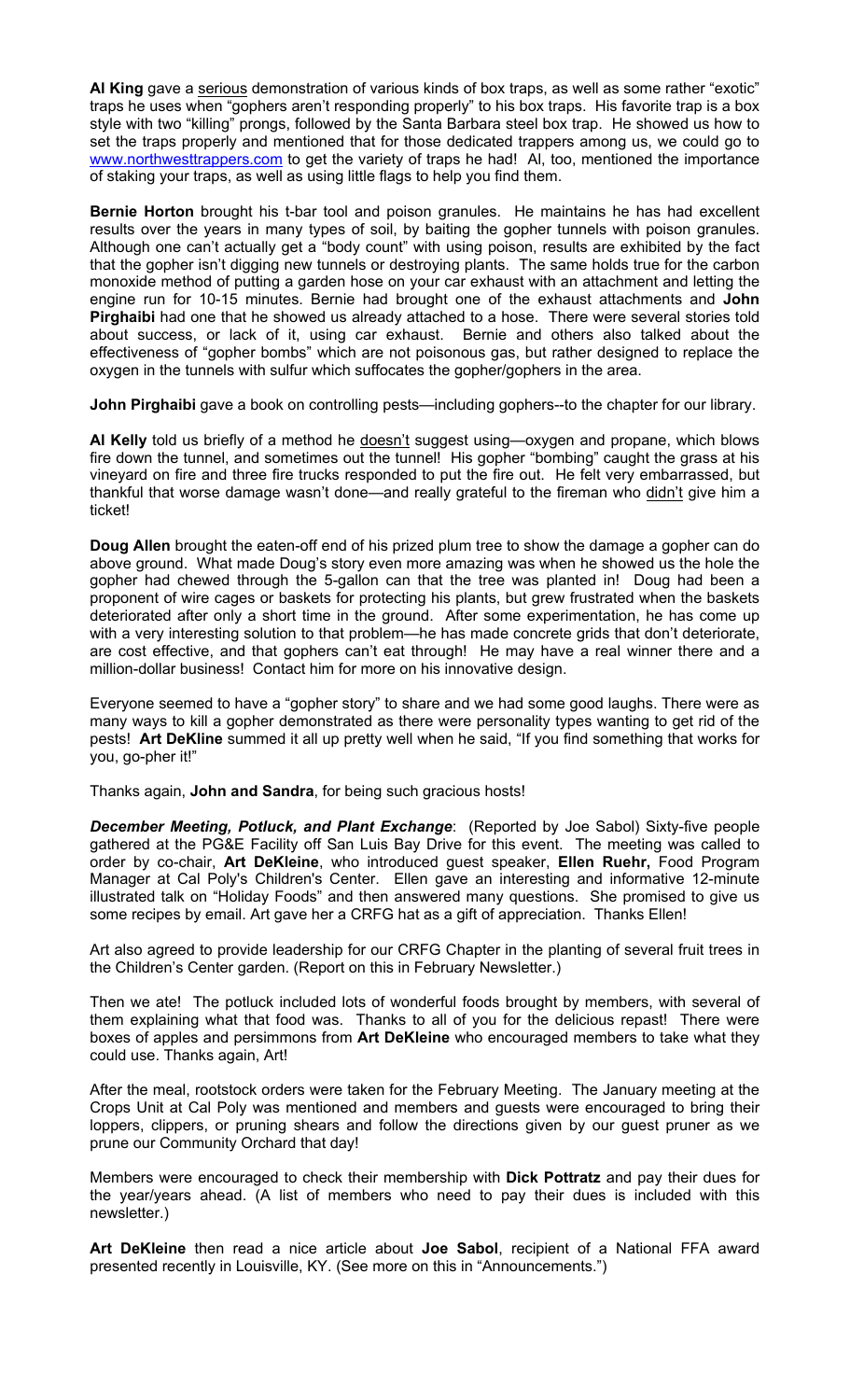**Al King** gave a serious demonstration of various kinds of box traps, as well as some rather "exotic" traps he uses when "gophers aren't responding properly" to his box traps. His favorite trap is a box style with two "killing" prongs, followed by the Santa Barbara steel box trap. He showed us how to set the traps properly and mentioned that for those dedicated trappers among us, we could go to www.northwesttrappers.com to get the variety of traps he had! Al, too, mentioned the importance of staking your traps, as well as using little flags to help you find them.

**Bernie Horton** brought his t-bar tool and poison granules. He maintains he has had excellent results over the years in many types of soil, by baiting the gopher tunnels with poison granules. Although one can't actually get a "body count" with using poison, results are exhibited by the fact that the gopher isn't digging new tunnels or destroying plants. The same holds true for the carbon monoxide method of putting a garden hose on your car exhaust with an attachment and letting the engine run for 10-15 minutes. Bernie had brought one of the exhaust attachments and **John Pirghaibi** had one that he showed us already attached to a hose. There were several stories told about success, or lack of it, using car exhaust. Bernie and others also talked about the effectiveness of "gopher bombs" which are not poisonous gas, but rather designed to replace the oxygen in the tunnels with sulfur which suffocates the gopher/gophers in the area.

**John Pirghaibi** gave a book on controlling pests—including gophers--to the chapter for our library.

**Al Kelly** told us briefly of a method he doesn't suggest using—oxygen and propane, which blows fire down the tunnel, and sometimes out the tunnel! His gopher "bombing" caught the grass at his vineyard on fire and three fire trucks responded to put the fire out. He felt very embarrassed, but thankful that worse damage wasn't done—and really grateful to the fireman who didn't give him a ticket!

**Doug Allen** brought the eaten-off end of his prized plum tree to show the damage a gopher can do above ground. What made Doug's story even more amazing was when he showed us the hole the gopher had chewed through the 5-gallon can that the tree was planted in! Doug had been a proponent of wire cages or baskets for protecting his plants, but grew frustrated when the baskets deteriorated after only a short time in the ground. After some experimentation, he has come up with a very interesting solution to that problem—he has made concrete grids that don't deteriorate, are cost effective, and that gophers can't eat through! He may have a real winner there and a million-dollar business! Contact him for more on his innovative design.

Everyone seemed to have a "gopher story" to share and we had some good laughs. There were as many ways to kill a gopher demonstrated as there were personality types wanting to get rid of the pests! **Art DeKline** summed it all up pretty well when he said, "If you find something that works for you, go-pher it!"

Thanks again, **John and Sandra**, for being such gracious hosts!

***December Meeting, Potluck, and Plant Exchange***: (Reported by Joe Sabol) Sixty-five people gathered at the PG&E Facility off San Luis Bay Drive for this event. The meeting was called to order by co-chair, **Art DeKleine**, who introduced guest speaker, **Ellen Ruehr,** Food Program Manager at Cal Poly's Children's Center. Ellen gave an interesting and informative 12-minute illustrated talk on "Holiday Foods" and then answered many questions. She promised to give us some recipes by email. Art gave her a CRFG hat as a gift of appreciation. Thanks Ellen!

Art also agreed to provide leadership for our CRFG Chapter in the planting of several fruit trees in the Children's Center garden. (Report on this in February Newsletter.)

Then we ate! The potluck included lots of wonderful foods brought by members, with several of them explaining what that food was. Thanks to all of you for the delicious repast! There were boxes of apples and persimmons from **Art DeKleine** who encouraged members to take what they could use. Thanks again, Art!

After the meal, rootstock orders were taken for the February Meeting. The January meeting at the Crops Unit at Cal Poly was mentioned and members and guests were encouraged to bring their loppers, clippers, or pruning shears and follow the directions given by our guest pruner as we prune our Community Orchard that day!

Members were encouraged to check their membership with **Dick Pottratz** and pay their dues for the year/years ahead. (A list of members who need to pay their dues is included with this newsletter.)

**Art DeKleine** then read a nice article about **Joe Sabol**, recipient of a National FFA award presented recently in Louisville, KY. (See more on this in "Announcements.")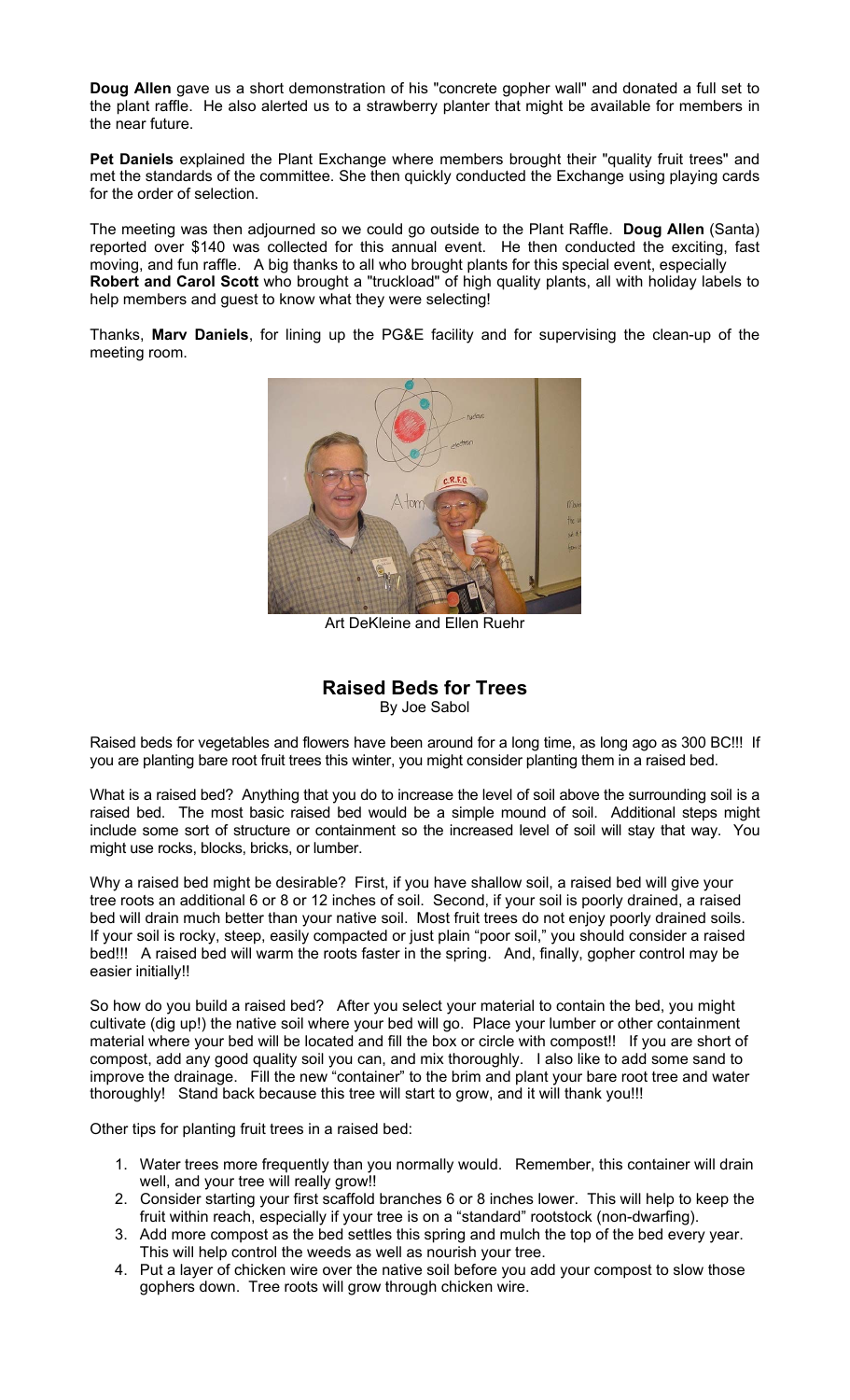**Doug Allen** gave us a short demonstration of his "concrete gopher wall" and donated a full set to the plant raffle. He also alerted us to a strawberry planter that might be available for members in the near future.

**Pet Daniels** explained the Plant Exchange where members brought their "quality fruit trees" and met the standards of the committee. She then quickly conducted the Exchange using playing cards for the order of selection.

The meeting was then adjourned so we could go outside to the Plant Raffle. **Doug Allen** (Santa) reported over $140 was collected for this annual event. He then conducted the exciting, fast moving, and fun raffle. A big thanks to all who brought plants for this special event, especially **Robert and Carol Scott** who brought a "truckload" of high quality plants, all with holiday labels to help members and guest to know what they were selecting!

Thanks, **Marv Daniels**, for lining up the PG&E facility and for supervising the clean-up of the meeting room.

Art DeKleine and Ellen Ruehr

## Raised Beds for Trees

By Joe Sabol

Raised beds for vegetables and flowers have been around for a long time, as long ago as 300 BC!!! If you are planting bare root fruit trees this winter, you might consider planting them in a raised bed.

What is a raised bed? Anything that you do to increase the level of soil above the surrounding soil is a raised bed. The most basic raised bed would be a simple mound of soil. Additional steps might include some sort of structure or containment so the increased level of soil will stay that way. You might use rocks, blocks, bricks, or lumber.

Why a raised bed might be desirable? First, if you have shallow soil, a raised bed will give your tree roots an additional 6 or 8 or 12 inches of soil. Second, if your soil is poorly drained, a raised bed will drain much better than your native soil. Most fruit trees do not enjoy poorly drained soils. If your soil is rocky, steep, easily compacted or just plain "poor soil," you should consider a raised bed!!! A raised bed will warm the roots faster in the spring. And, finally, gopher control may be easier initially!!

So how do you build a raised bed? After you select your material to contain the bed, you might cultivate (dig up!) the native soil where your bed will go. Place your lumber or other containment material where your bed will be located and fill the box or circle with compost!! If you are short of compost, add any good quality soil you can, and mix thoroughly. I also like to add some sand to improve the drainage. Fill the new "container" to the brim and plant your bare root tree and water thoroughly! Stand back because this tree will start to grow, and it will thank you!!!

Other tips for planting fruit trees in a raised bed:

1. Water trees more frequently than you normally would. Remember, this container will drain well, and your tree will really grow!!
2. Consider starting your first scaffold branches 6 or 8 inches lower. This will help to keep the fruit within reach, especially if your tree is on a "standard" rootstock (non-dwarfing).
3. Add more compost as the bed settles this spring and mulch the top of the bed every year. This will help control the weeds as well as nourish your tree.
4. Put a layer of chicken wire over the native soil before you add your compost to slow those gophers down. Tree roots will grow through chicken wire.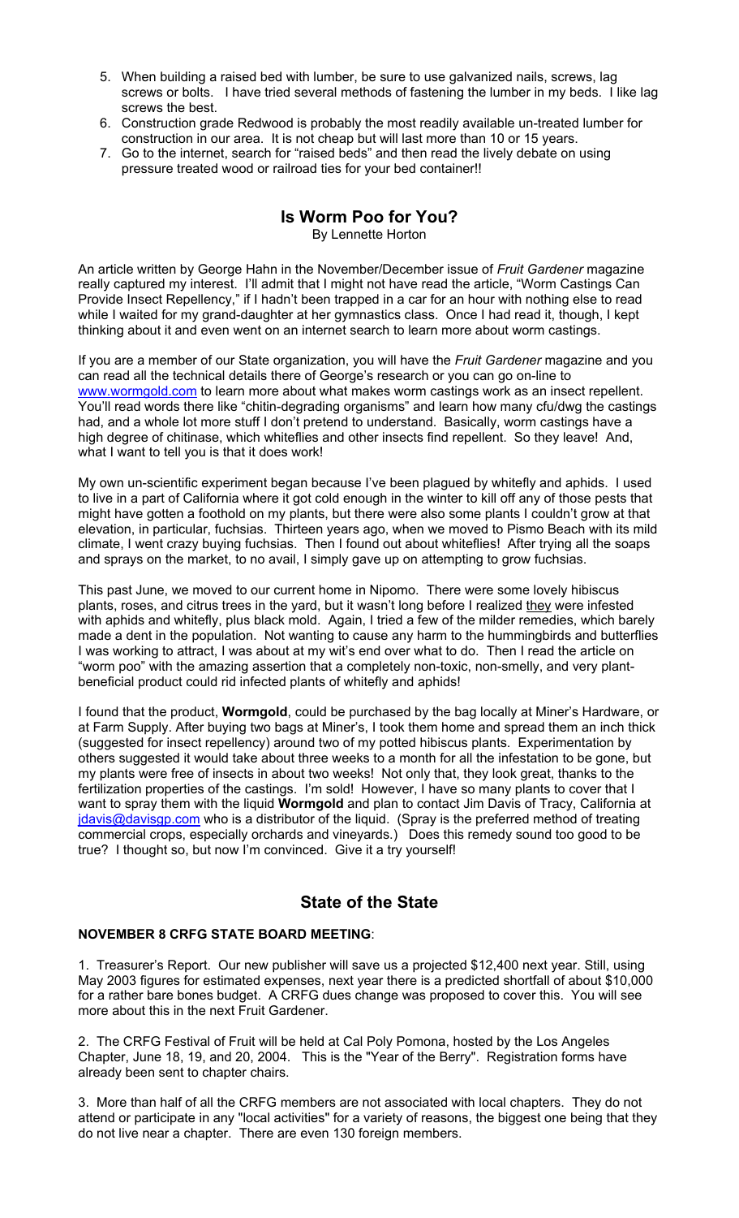5. When building a raised bed with lumber, be sure to use galvanized nails, screws, lag screws or bolts. I have tried several methods of fastening the lumber in my beds. I like lag screws the best.
6. Construction grade Redwood is probably the most readily available un-treated lumber for construction in our area. It is not cheap but will last more than 10 or 15 years.
7. Go to the internet, search for "raised beds" and then read the lively debate on using pressure treated wood or railroad ties for your bed container!!

## Is Worm Poo for You?

By Lennette Horton

An article written by George Hahn in the November/December issue of *Fruit Gardener* magazine really captured my interest. I'll admit that I might not have read the article, "Worm Castings Can Provide Insect Repellency," if I hadn't been trapped in a car for an hour with nothing else to read while I waited for my grand-daughter at her gymnastics class. Once I had read it, though, I kept thinking about it and even went on an internet search to learn more about worm castings.

If you are a member of our State organization, you will have the *Fruit Gardener* magazine and you can read all the technical details there of George's research or you can go on-line to www.wormgold.com to learn more about what makes worm castings work as an insect repellent. You'll read words there like "chitin-degrading organisms" and learn how many cfu/dwg the castings had, and a whole lot more stuff I don't pretend to understand. Basically, worm castings have a high degree of chitinase, which whiteflies and other insects find repellent. So they leave! And, what I want to tell you is that it does work!

My own un-scientific experiment began because I've been plagued by whitefly and aphids. I used to live in a part of California where it got cold enough in the winter to kill off any of those pests that might have gotten a foothold on my plants, but there were also some plants I couldn't grow at that elevation, in particular, fuchsias. Thirteen years ago, when we moved to Pismo Beach with its mild climate, I went crazy buying fuchsias. Then I found out about whiteflies! After trying all the soaps and sprays on the market, to no avail, I simply gave up on attempting to grow fuchsias.

This past June, we moved to our current home in Nipomo. There were some lovely hibiscus plants, roses, and citrus trees in the yard, but it wasn't long before I realized they were infested with aphids and whitefly, plus black mold. Again, I tried a few of the milder remedies, which barely made a dent in the population. Not wanting to cause any harm to the hummingbirds and butterflies I was working to attract, I was about at my wit's end over what to do. Then I read the article on "worm poo" with the amazing assertion that a completely non-toxic, non-smelly, and very plant-beneficial product could rid infected plants of whitefly and aphids!

I found that the product, **Wormgold**, could be purchased by the bag locally at Miner's Hardware, or at Farm Supply. After buying two bags at Miner's, I took them home and spread them an inch thick (suggested for insect repellency) around two of my potted hibiscus plants. Experimentation by others suggested it would take about three weeks to a month for all the infestation to be gone, but my plants were free of insects in about two weeks! Not only that, they look great, thanks to the fertilization properties of the castings. I'm sold! However, I have so many plants to cover that I want to spray them with the liquid **Wormgold** and plan to contact Jim Davis of Tracy, California at jdavis@davisgp.com who is a distributor of the liquid. (Spray is the preferred method of treating commercial crops, especially orchards and vineyards.) Does this remedy sound too good to be true? I thought so, but now I'm convinced. Give it a try yourself!

## State of the State

**NOVEMBER 8 CRFG STATE BOARD MEETING**:

1. Treasurer's Report. Our new publisher will save us a projected $12,400 next year. Still, using May 2003 figures for estimated expenses, next year there is a predicted shortfall of about $10,000 for a rather bare bones budget. A CRFG dues change was proposed to cover this. You will see more about this in the next Fruit Gardener.

2. The CRFG Festival of Fruit will be held at Cal Poly Pomona, hosted by the Los Angeles Chapter, June 18, 19, and 20, 2004. This is the "Year of the Berry". Registration forms have already been sent to chapter chairs.

3. More than half of all the CRFG members are not associated with local chapters. They do not attend or participate in any "local activities" for a variety of reasons, the biggest one being that they do not live near a chapter. There are even 130 foreign members.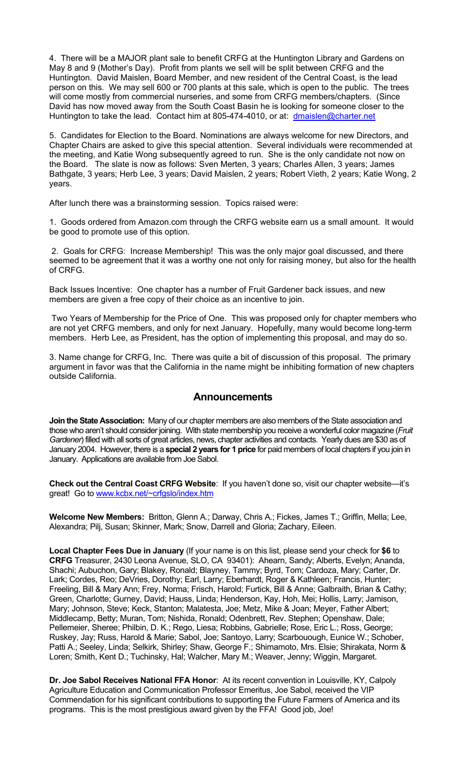4. There will be a MAJOR plant sale to benefit CRFG at the Huntington Library and Gardens on May 8 and 9 (Mother's Day). Profit from plants we sell will be split between CRFG and the Huntington. David Maislen, Board Member, and new resident of the Central Coast, is the lead person on this. We may sell 600 or 700 plants at this sale, which is open to the public. The trees will come mostly from commercial nurseries, and some from CRFG members/chapters. (Since David has now moved away from the South Coast Basin he is looking for someone closer to the Huntington to take the lead. Contact him at 805-474-4010, or at: dmaislen@charter.net

5. Candidates for Election to the Board. Nominations are always welcome for new Directors, and Chapter Chairs are asked to give this special attention. Several individuals were recommended at the meeting, and Katie Wong subsequently agreed to run. She is the only candidate not now on the Board. The slate is now as follows: Sven Merten, 3 years; Charles Allen, 3 years; James Bathgate, 3 years; Herb Lee, 3 years; David Maislen, 2 years; Robert Vieth, 2 years; Katie Wong, 2 years.

After lunch there was a brainstorming session. Topics raised were:

1. Goods ordered from Amazon.com through the CRFG website earn us a small amount. It would be good to promote use of this option.

2. Goals for CRFG: Increase Membership! This was the only major goal discussed, and there seemed to be agreement that it was a worthy one not only for raising money, but also for the health of CRFG.

Back Issues Incentive: One chapter has a number of Fruit Gardener back issues, and new members are given a free copy of their choice as an incentive to join.

Two Years of Membership for the Price of One. This was proposed only for chapter members who are not yet CRFG members, and only for next January. Hopefully, many would become long-term members. Herb Lee, as President, has the option of implementing this proposal, and may do so.

3. Name change for CRFG, Inc. There was quite a bit of discussion of this proposal. The primary argument in favor was that the California in the name might be inhibiting formation of new chapters outside California.

## Announcements

**Join the State Association:** Many of our chapter members are also members of the State association and those who aren't should consider joining. With state membership you receive a wonderful color magazine (*Fruit Gardener*) filled with all sorts of great articles, news, chapter activities and contacts. Yearly dues are $30 as of January 2004. However, there is a **special 2 years for 1 price** for paid members of local chapters if you join in January. Applications are available from Joe Sabol.

**Check out the Central Coast CRFG Website**: If you haven't done so, visit our chapter website—it's great! Go to www.kcbx.net/~crfgslo/index.htm

**Welcome New Members:** Britton, Glenn A.; Darway, Chris A.; Fickes, James T.; Griffin, Mella; Lee, Alexandra; Pilj, Susan; Skinner, Mark; Snow, Darrell and Gloria; Zachary, Eileen.

**Local Chapter Fees Due in January** (If your name is on this list, please send your check for **$6** to **CRFG** Treasurer, 2430 Leona Avenue, SLO, CA 93401): Ahearn, Sandy; Alberts, Evelyn; Ananda, Shachi; Aubuchon, Gary; Blakey, Ronald; Blayney, Tammy; Byrd, Tom; Cardoza, Mary; Carter, Dr. Lark; Cordes, Reo; DeVries, Dorothy; Earl, Larry; Eberhardt, Roger & Kathleen; Francis, Hunter; Freeling, Bill & Mary Ann; Frey, Norma; Frisch, Harold; Furtick, Bill & Anne; Galbraith, Brian & Cathy; Green, Charlotte; Gurney, David; Hauss, Linda; Henderson, Kay, Hoh, Mei; Hollis, Larry; Jamison, Mary; Johnson, Steve; Keck, Stanton; Malatesta, Joe; Metz, Mike & Joan; Meyer, Father Albert; Middlecamp, Betty; Muran, Tom; Nishida, Ronald; Odenbrett, Rev. Stephen; Openshaw, Dale; Pellemeier, Sheree; Philbin, D. K.; Rego, Liesa; Robbins, Gabrielle; Rose, Eric L.; Ross, George; Ruskey, Jay; Russ, Harold & Marie; Sabol, Joe; Santoyo, Larry; Scarbouough, Eunice W.; Schober, Patti A.; Seeley, Linda; Selkirk, Shirley; Shaw, George F.; Shimamoto, Mrs. Elsie; Shirakata, Norm & Loren; Smith, Kent D.; Tuchinsky, Hal; Walcher, Mary M.; Weaver, Jenny; Wiggin, Margaret.

**Dr. Joe Sabol Receives National FFA Honor**: At its recent convention in Louisville, KY, Calpoly Agriculture Education and Communication Professor Emeritus, Joe Sabol, received the VIP Commendation for his significant contributions to supporting the Future Farmers of America and its programs. This is the most prestigious award given by the FFA! Good job, Joe!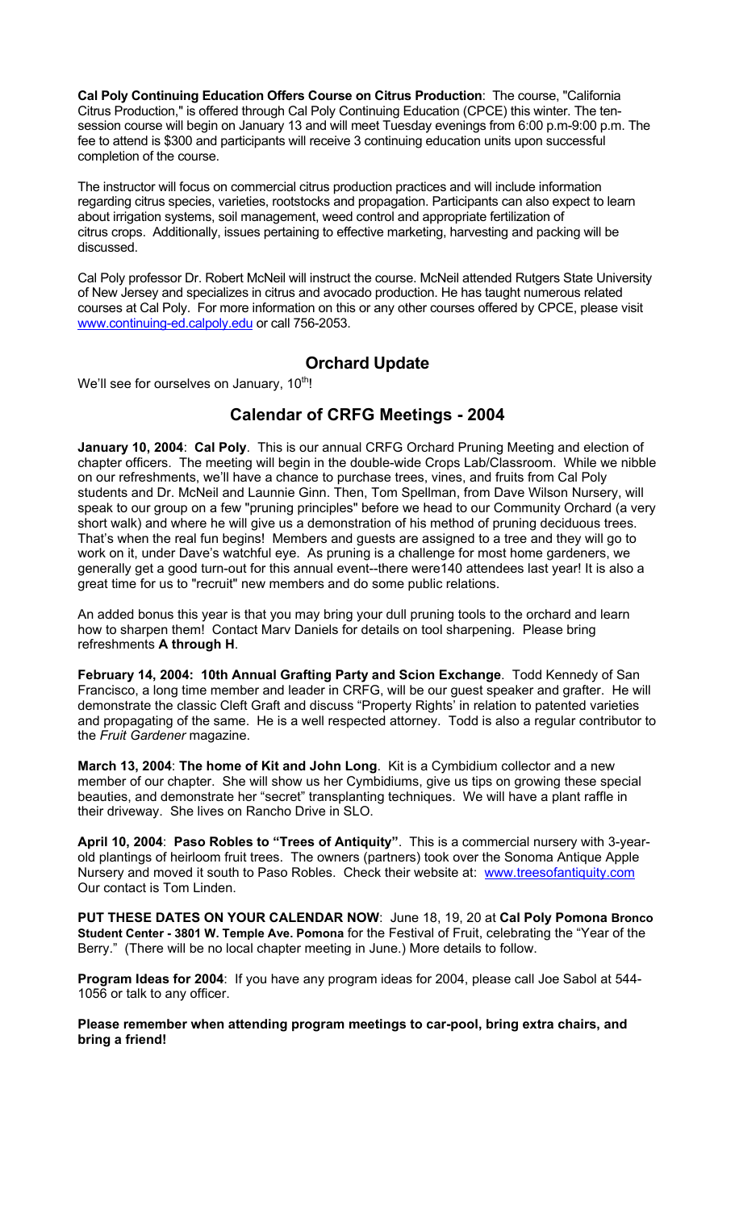**Cal Poly Continuing Education Offers Course on Citrus Production**: The course, "California Citrus Production," is offered through Cal Poly Continuing Education (CPCE) this winter. The ten-session course will begin on January 13 and will meet Tuesday evenings from 6:00 p.m-9:00 p.m. The fee to attend is $300 and participants will receive 3 continuing education units upon successful completion of the course.

The instructor will focus on commercial citrus production practices and will include information regarding citrus species, varieties, rootstocks and propagation. Participants can also expect to learn about irrigation systems, soil management, weed control and appropriate fertilization of citrus crops. Additionally, issues pertaining to effective marketing, harvesting and packing will be discussed.

Cal Poly professor Dr. Robert McNeil will instruct the course. McNeil attended Rutgers State University of New Jersey and specializes in citrus and avocado production. He has taught numerous related courses at Cal Poly. For more information on this or any other courses offered by CPCE, please visit www.continuing-ed.calpoly.edu or call 756-2053.

## Orchard Update

We'll see for ourselves on January, 10th!

## Calendar of CRFG Meetings - 2004

**January 10, 2004**: **Cal Poly**. This is our annual CRFG Orchard Pruning Meeting and election of chapter officers. The meeting will begin in the double-wide Crops Lab/Classroom. While we nibble on our refreshments, we'll have a chance to purchase trees, vines, and fruits from Cal Poly students and Dr. McNeil and Launnie Ginn. Then, Tom Spellman, from Dave Wilson Nursery, will speak to our group on a few "pruning principles" before we head to our Community Orchard (a very short walk) and where he will give us a demonstration of his method of pruning deciduous trees. That's when the real fun begins! Members and guests are assigned to a tree and they will go to work on it, under Dave's watchful eye. As pruning is a challenge for most home gardeners, we generally get a good turn-out for this annual event--there were140 attendees last year! It is also a great time for us to "recruit" new members and do some public relations.

An added bonus this year is that you may bring your dull pruning tools to the orchard and learn how to sharpen them! Contact Marv Daniels for details on tool sharpening. Please bring refreshments **A through H**.

**February 14, 2004: 10th Annual Grafting Party and Scion Exchange**. Todd Kennedy of San Francisco, a long time member and leader in CRFG, will be our guest speaker and grafter. He will demonstrate the classic Cleft Graft and discuss "Property Rights' in relation to patented varieties and propagating of the same. He is a well respected attorney. Todd is also a regular contributor to the *Fruit Gardener* magazine.

**March 13, 2004**: **The home of Kit and John Long**. Kit is a Cymbidium collector and a new member of our chapter. She will show us her Cymbidiums, give us tips on growing these special beauties, and demonstrate her "secret" transplanting techniques. We will have a plant raffle in their driveway. She lives on Rancho Drive in SLO.

**April 10, 2004**: **Paso Robles to "Trees of Antiquity"**. This is a commercial nursery with 3-year-old plantings of heirloom fruit trees. The owners (partners) took over the Sonoma Antique Apple Nursery and moved it south to Paso Robles. Check their website at: www.treesofantiquity.com Our contact is Tom Linden.

**PUT THESE DATES ON YOUR CALENDAR NOW**: June 18, 19, 20 at **Cal Poly Pomona Bronco Student Center - 3801 W. Temple Ave. Pomona** for the Festival of Fruit, celebrating the "Year of the Berry." (There will be no local chapter meeting in June.) More details to follow.

**Program Ideas for 2004**: If you have any program ideas for 2004, please call Joe Sabol at 544-1056 or talk to any officer.

**Please remember when attending program meetings to car-pool, bring extra chairs, and bring a friend!**